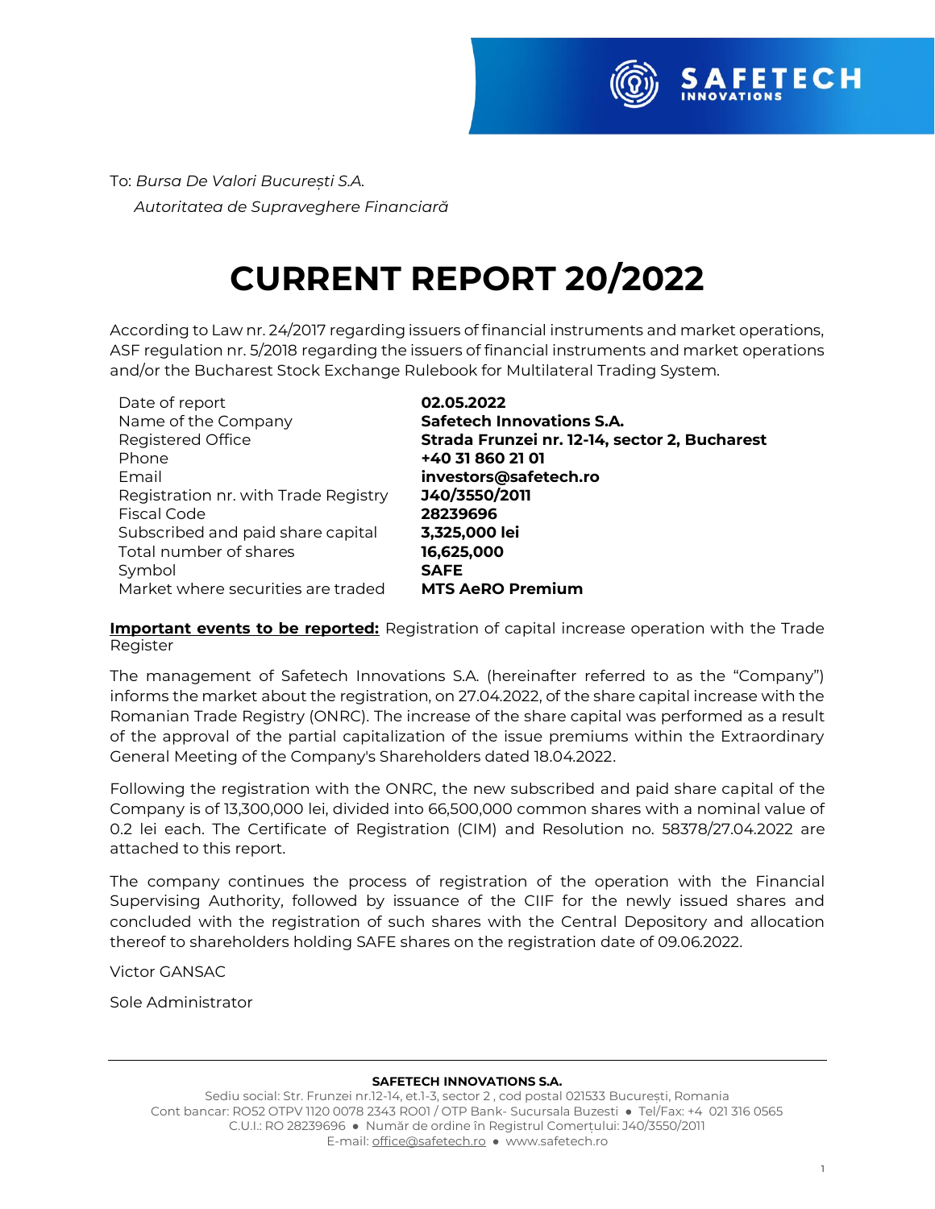To: *Bursa De Valori București S.A.*

*Autoritatea de Supraveghere Financiară*

# CURRENT REPORT 20/2022

According to Law nr. 24/2017 regarding issuers of financial instruments and market operations, ASF regulation nr. 5/2018 regarding the issuers of financial instruments and market operations and/or the Bucharest Stock Exchange Rulebook for Multilateral Trading System.

| | |
|---|---|
| Date of report | **02.05.2022** |
| Name of the Company | **Safetech Innovations S.A.** |
| Registered Office | **Strada Frunzei nr. 12-14, sector 2, Bucharest** |
| Phone | **+40 31 860 21 01** |
| Email | **investors@safetech.ro** |
| Registration nr. with Trade Registry | **J40/3550/2011** |
| Fiscal Code | **28239696** |
| Subscribed and paid share capital | **3,325,000 lei** |
| Total number of shares | **16,625,000** |
| Symbol | **SAFE** |
| Market where securities are traded | **MTS AeRO Premium** |

**Important events to be reported:** Registration of capital increase operation with the Trade Register

The management of Safetech Innovations S.A. (hereinafter referred to as the "Company") informs the market about the registration, on 27.04.2022, of the share capital increase with the Romanian Trade Registry (ONRC). The increase of the share capital was performed as a result of the approval of the partial capitalization of the issue premiums within the Extraordinary General Meeting of the Company's Shareholders dated 18.04.2022.

Following the registration with the ONRC, the new subscribed and paid share capital of the Company is of 13,300,000 lei, divided into 66,500,000 common shares with a nominal value of 0.2 lei each. The Certificate of Registration (CIM) and Resolution no. 58378/27.04.2022 are attached to this report.

The company continues the process of registration of the operation with the Financial Supervising Authority, followed by issuance of the CIIF for the newly issued shares and concluded with the registration of such shares with the Central Depository and allocation thereof to shareholders holding SAFE shares on the registration date of 09.06.2022.

Victor GANSAC

Sole Administrator

**SAFETECH INNOVATIONS S.A.**

Sediu social: Str. Frunzei nr.12-14, et.1-3, sector 2 , cod postal 021533 București, Romania
Cont bancar: RO52 OTPV 1120 0078 2343 RO01 / OTP Bank- Sucursala Buzesti ● Tel/Fax: +4 021 316 0565
C.U.I.: RO 28239696 ● Număr de ordine în Registrul Comerțului: J40/3550/2011
E-mail: office@safetech.ro ● www.safetech.ro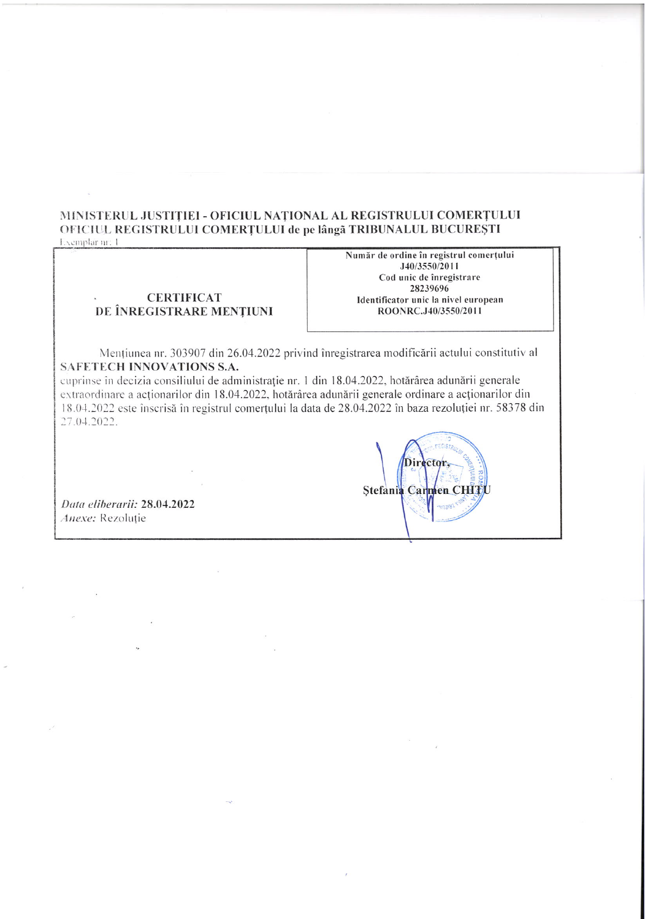MINISTERUL JUSTIȚIEI - OFICIUL NAȚIONAL AL REGISTRULUI COMERȚULUI
OFICIUL REGISTRULUI COMERȚULUI de pe lângă TRIBUNALUL BUCUREȘTI

Exemplar nr: 1

| **CERTIFICAT DE ÎNREGISTRARE MENȚIUNI** | **Număr de ordine în registrul comerțului** J40/3550/2011 **Cod unic de înregistrare** 28239696 **Identificator unic la nivel european** ROONRC.J40/3550/2011 |
|---|---|

Mențiunea nr. 303907 din 26.04.2022 privind înregistrarea modificării actului constitutiv al **SAFETECH INNOVATIONS S.A.**
cuprinse în decizia consiliului de administrație nr. 1 din 18.04.2022, hotărârea adunării generale extraordinare a acționarilor din 18.04.2022, hotărârea adunării generale ordinare a acționarilor din 18.04.2022 este înscrisă în registrul comerțului la data de 28.04.2022 în baza rezoluției nr. 58378 din 27.04.2022.

**Director,**
**Ștefania Carmen CHIȚU**

*Data eliberării:* **28.04.2022**
*Anexe:* Rezoluție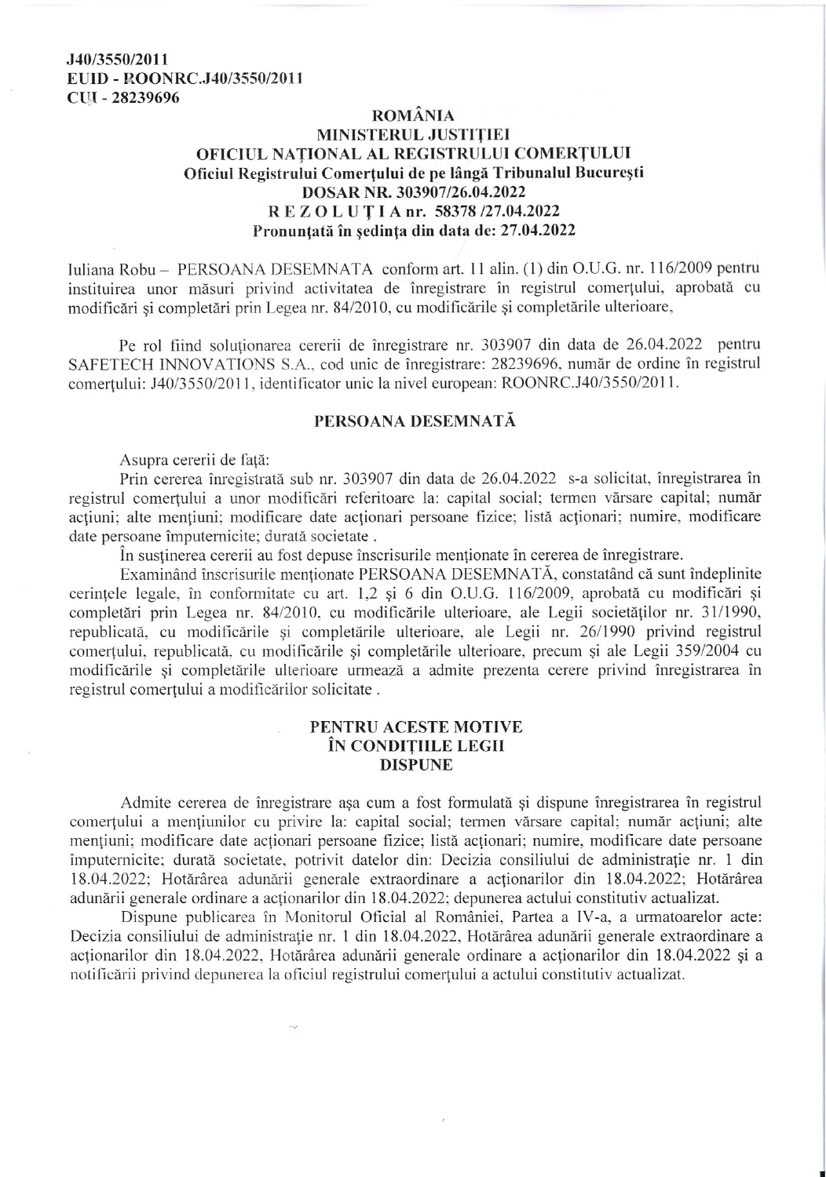**J40/3550/2011**
**EUID - ROONRC.J40/3550/2011**
**CUI - 28239696**

**ROMÂNIA**
**MINISTERUL JUSTIȚIEI**
**OFICIUL NAȚIONAL AL REGISTRULUI COMERȚULUI**
**Oficiul Registrului Comerțului de pe lângă Tribunalul București**
**DOSAR NR. 303907/26.04.2022**
**R E Z O L U Ț I A nr. 58378 /27.04.2022**
**Pronunțată în ședința din data de: 27.04.2022**

Iuliana Robu – PERSOANA DESEMNATA conform art. 11 alin. (1) din O.U.G. nr. 116/2009 pentru instituirea unor măsuri privind activitatea de înregistrare în registrul comerțului, aprobată cu modificări și completări prin Legea nr. 84/2010, cu modificările și completările ulterioare,

Pe rol fiind soluționarea cererii de înregistrare nr. 303907 din data de 26.04.2022 pentru SAFETECH INNOVATIONS S.A., cod unic de înregistrare: 28239696, număr de ordine în registrul comerțului: J40/3550/2011, identificator unic la nivel european: ROONRC.J40/3550/2011.

## PERSOANA DESEMNATĂ

Asupra cererii de față:

Prin cererea înregistrată sub nr. 303907 din data de 26.04.2022 s-a solicitat, înregistrarea în registrul comerțului a unor modificări referitoare la: capital social; termen vărsare capital; număr acțiuni; alte mențiuni; modificare date acționari persoane fizice; listă acționari; numire, modificare date persoane împuternicite; durată societate .

În susținerea cererii au fost depuse înscrisurile menționate în cererea de înregistrare.

Examinând înscrisurile menționate PERSOANA DESEMNATĂ, constatând că sunt îndeplinite cerințele legale, în conformitate cu art. 1,2 și 6 din O.U.G. 116/2009, aprobată cu modificări și completări prin Legea nr. 84/2010, cu modificările ulterioare, ale Legii societăților nr. 31/1990, republicată, cu modificările și completările ulterioare, ale Legii nr. 26/1990 privind registrul comerțului, republicată, cu modificările și completările ulterioare, precum și ale Legii 359/2004 cu modificările și completările ulterioare urmează a admite prezenta cerere privind înregistrarea în registrul comerțului a modificărilor solicitate .

## PENTRU ACESTE MOTIVE
## ÎN CONDIȚIILE LEGII
## DISPUNE

Admite cererea de înregistrare așa cum a fost formulată și dispune înregistrarea în registrul comerțului a mențiunilor cu privire la: capital social; termen vărsare capital; număr acțiuni; alte mențiuni; modificare date acționari persoane fizice; listă acționari; numire, modificare date persoane împuternicite; durată societate, potrivit datelor din: Decizia consiliului de administrație nr. 1 din 18.04.2022; Hotărârea adunării generale extraordinare a acționarilor din 18.04.2022; Hotărârea adunării generale ordinare a acționarilor din 18.04.2022; depunerea actului constitutiv actualizat.

Dispune publicarea în Monitorul Oficial al României, Partea a IV-a, a urmatoarelor acte: Decizia consiliului de administrație nr. 1 din 18.04.2022, Hotărârea adunării generale extraordinare a acționarilor din 18.04.2022, Hotărârea adunării generale ordinare a acționarilor din 18.04.2022 și a notificării privind depunerea la oficiul registrului comerțului a actului constitutiv actualizat.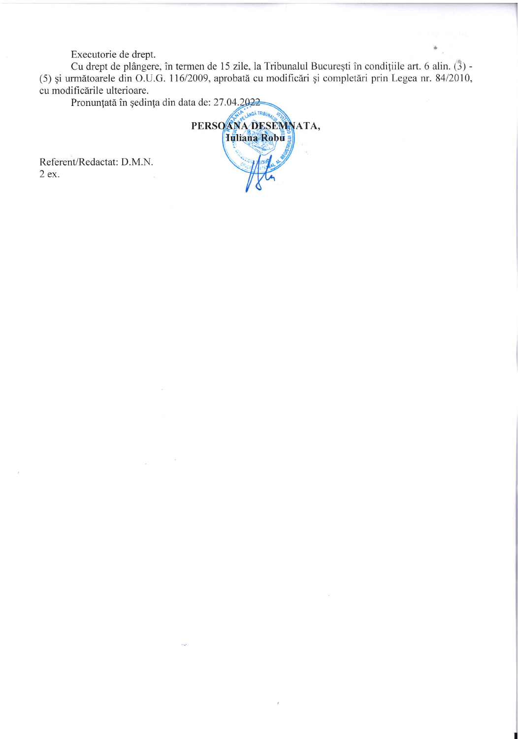Executorie de drept.

Cu drept de plângere, în termen de 15 zile, la Tribunalul București în condițiile art. 6 alin. (3) - (5) și următoarele din O.U.G. 116/2009, aprobată cu modificări și completări prin Legea nr. 84/2010, cu modificările ulterioare.

Pronunțată în ședința din data de: 27.04.2022

**PERSOANA DESEMNATA,**
**Iuliana Robu**

Referent/Redactat: D.M.N.
2 ex.